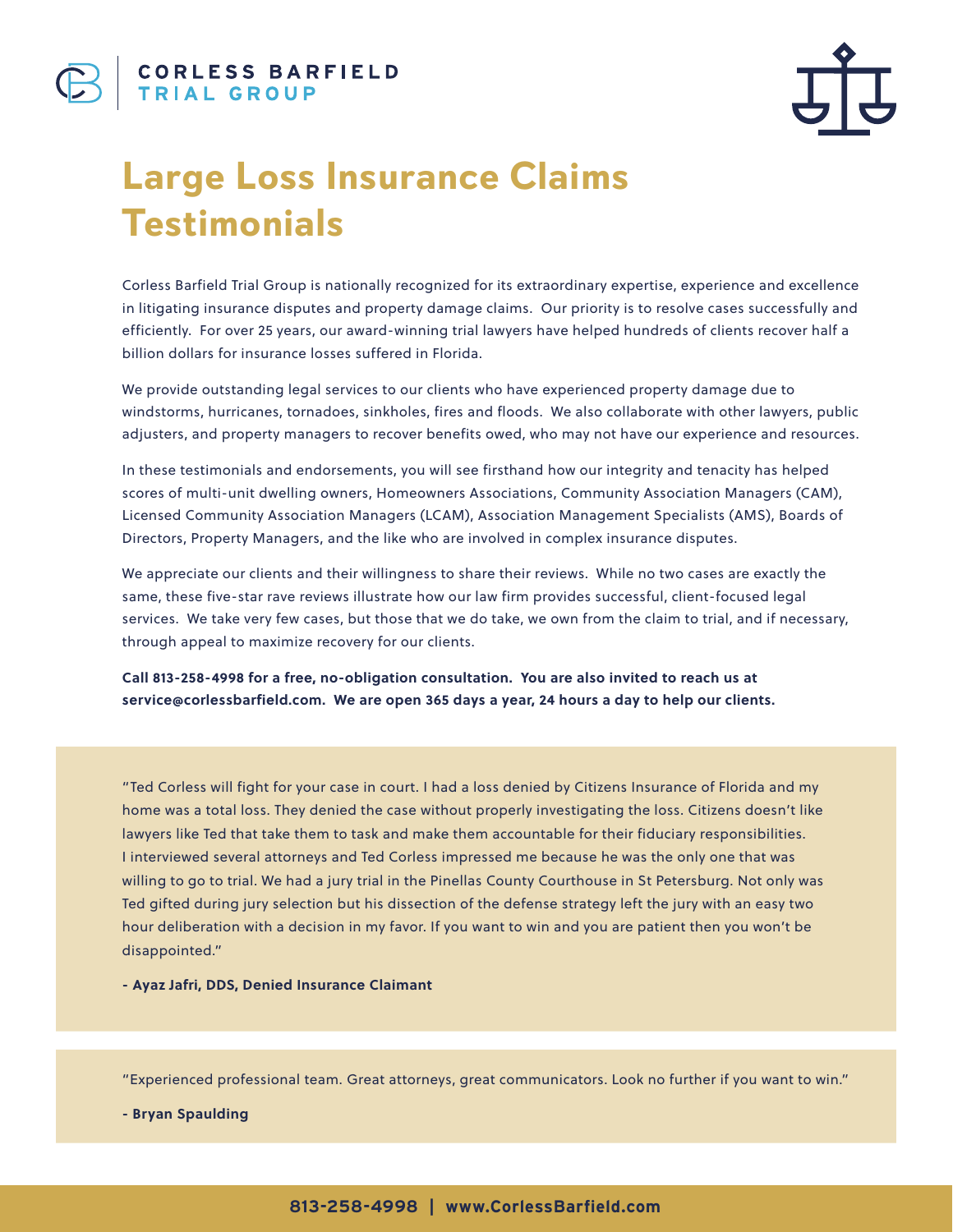**CORLESS BARFIELD**
**TRIAL GROUP**

# Large Loss Insurance Claims Testimonials

Corless Barfield Trial Group is nationally recognized for its extraordinary expertise, experience and excellence in litigating insurance disputes and property damage claims. Our priority is to resolve cases successfully and efficiently. For over 25 years, our award-winning trial lawyers have helped hundreds of clients recover half a billion dollars for insurance losses suffered in Florida.

We provide outstanding legal services to our clients who have experienced property damage due to windstorms, hurricanes, tornadoes, sinkholes, fires and floods. We also collaborate with other lawyers, public adjusters, and property managers to recover benefits owed, who may not have our experience and resources.

In these testimonials and endorsements, you will see firsthand how our integrity and tenacity has helped scores of multi-unit dwelling owners, Homeowners Associations, Community Association Managers (CAM), Licensed Community Association Managers (LCAM), Association Management Specialists (AMS), Boards of Directors, Property Managers, and the like who are involved in complex insurance disputes.

We appreciate our clients and their willingness to share their reviews. While no two cases are exactly the same, these five-star rave reviews illustrate how our law firm provides successful, client-focused legal services. We take very few cases, but those that we do take, we own from the claim to trial, and if necessary, through appeal to maximize recovery for our clients.

**Call 813-258-4998 for a free, no-obligation consultation. You are also invited to reach us at service@corlessbarfield.com. We are open 365 days a year, 24 hours a day to help our clients.**

"Ted Corless will fight for your case in court. I had a loss denied by Citizens Insurance of Florida and my home was a total loss. They denied the case without properly investigating the loss. Citizens doesn't like lawyers like Ted that take them to task and make them accountable for their fiduciary responsibilities. I interviewed several attorneys and Ted Corless impressed me because he was the only one that was willing to go to trial. We had a jury trial in the Pinellas County Courthouse in St Petersburg. Not only was Ted gifted during jury selection but his dissection of the defense strategy left the jury with an easy two hour deliberation with a decision in my favor. If you want to win and you are patient then you won't be disappointed."

**- Ayaz Jafri, DDS, Denied Insurance Claimant**

"Experienced professional team. Great attorneys, great communicators. Look no further if you want to win."

**- Bryan Spaulding**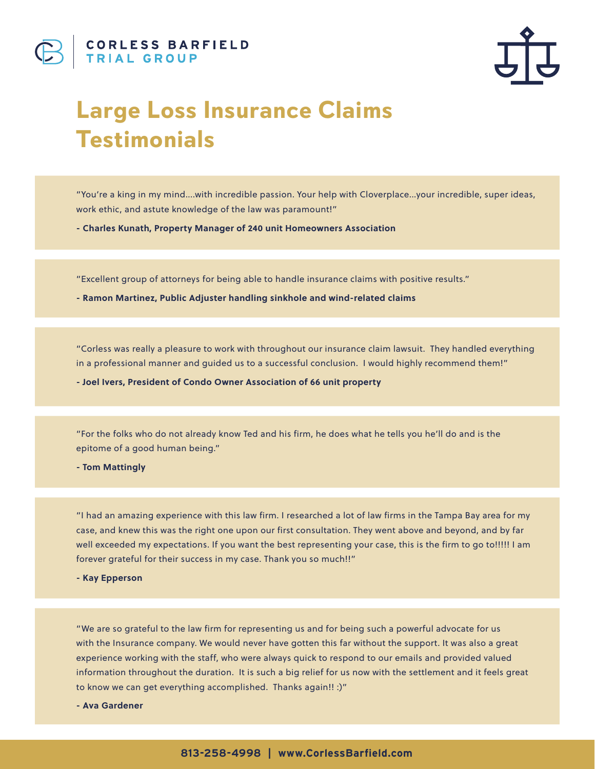CORLESS BARFIELD
TRIAL GROUP

# Large Loss Insurance Claims Testimonials

"You're a king in my mind....with incredible passion. Your help with Cloverplace...your incredible, super ideas, work ethic, and astute knowledge of the law was paramount!"

**- Charles Kunath, Property Manager of 240 unit Homeowners Association**

"Excellent group of attorneys for being able to handle insurance claims with positive results."

**- Ramon Martinez, Public Adjuster handling sinkhole and wind-related claims**

"Corless was really a pleasure to work with throughout our insurance claim lawsuit. They handled everything in a professional manner and guided us to a successful conclusion. I would highly recommend them!"

**- Joel Ivers, President of Condo Owner Association of 66 unit property**

"For the folks who do not already know Ted and his firm, he does what he tells you he'll do and is the epitome of a good human being."

**- Tom Mattingly**

"I had an amazing experience with this law firm. I researched a lot of law firms in the Tampa Bay area for my case, and knew this was the right one upon our first consultation. They went above and beyond, and by far well exceeded my expectations. If you want the best representing your case, this is the firm to go to!!!!! I am forever grateful for their success in my case. Thank you so much!!"

**- Kay Epperson**

"We are so grateful to the law firm for representing us and for being such a powerful advocate for us with the Insurance company. We would never have gotten this far without the support. It was also a great experience working with the staff, who were always quick to respond to our emails and provided valued information throughout the duration. It is such a big relief for us now with the settlement and it feels great to know we can get everything accomplished. Thanks again!! :)"

**- Ava Gardener**

**813-258-4998 | www.CorlessBarfield.com**